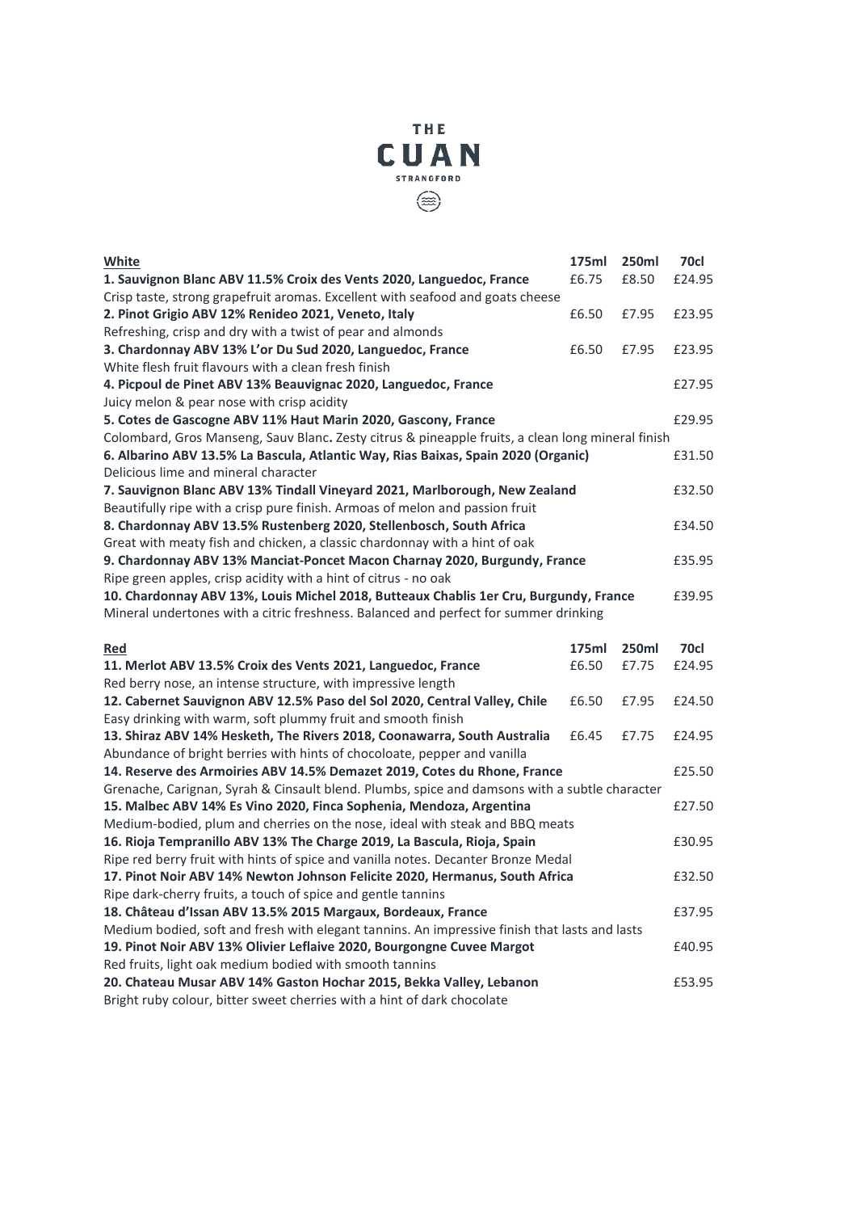# THE CUAN

STRANGFORD

| **White** | **175ml** | **250ml** | **70cl** |
|---|---|---|---|
| **1. Sauvignon Blanc ABV 11.5% Croix des Vents 2020, Languedoc, France**<br>Crisp taste, strong grapefruit aromas. Excellent with seafood and goats cheese | £6.75 | £8.50 | £24.95 |
| **2. Pinot Grigio ABV 12% Renideo 2021, Veneto, Italy**<br>Refreshing, crisp and dry with a twist of pear and almonds | £6.50 | £7.95 | £23.95 |
| **3. Chardonnay ABV 13% L'or Du Sud 2020, Languedoc, France**<br>White flesh fruit flavours with a clean fresh finish | £6.50 | £7.95 | £23.95 |
| **4. Picpoul de Pinet ABV 13% Beauvignac 2020, Languedoc, France**<br>Juicy melon & pear nose with crisp acidity | | | £27.95 |
| **5. Cotes de Gascogne ABV 11% Haut Marin 2020, Gascony, France**<br>Colombard, Gros Manseng, Sauv Blanc**.** Zesty citrus & pineapple fruits, a clean long mineral finish | | | £29.95 |
| **6. Albarino ABV 13.5% La Bascula, Atlantic Way, Rias Baixas, Spain 2020 (Organic)**<br>Delicious lime and mineral character | | | £31.50 |
| **7. Sauvignon Blanc ABV 13% Tindall Vineyard 2021, Marlborough, New Zealand**<br>Beautifully ripe with a crisp pure finish. Armoas of melon and passion fruit | | | £32.50 |
| **8. Chardonnay ABV 13.5% Rustenberg 2020, Stellenbosch, South Africa**<br>Great with meaty fish and chicken, a classic chardonnay with a hint of oak | | | £34.50 |
| **9. Chardonnay ABV 13% Manciat-Poncet Macon Charnay 2020, Burgundy, France**<br>Ripe green apples, crisp acidity with a hint of citrus - no oak | | | £35.95 |
| **10. Chardonnay ABV 13%, Louis Michel 2018, Butteaux Chablis 1er Cru, Burgundy, France**<br>Mineral undertones with a citric freshness. Balanced and perfect for summer drinking | | | £39.95 |

| **Red** | **175ml** | **250ml** | **70cl** |
|---|---|---|---|
| **11. Merlot ABV 13.5% Croix des Vents 2021, Languedoc, France**<br>Red berry nose, an intense structure, with impressive length | £6.50 | £7.75 | £24.95 |
| **12. Cabernet Sauvignon ABV 12.5% Paso del Sol 2020, Central Valley, Chile**<br>Easy drinking with warm, soft plummy fruit and smooth finish | £6.50 | £7.95 | £24.50 |
| **13. Shiraz ABV 14% Hesketh, The Rivers 2018, Coonawarra, South Australia**<br>Abundance of bright berries with hints of chocoloate, pepper and vanilla | £6.45 | £7.75 | £24.95 |
| **14. Reserve des Armoiries ABV 14.5% Demazet 2019, Cotes du Rhone, France**<br>Grenache, Carignan, Syrah & Cinsault blend. Plumbs, spice and damsons with a subtle character | | | £25.50 |
| **15. Malbec ABV 14% Es Vino 2020, Finca Sophenia, Mendoza, Argentina**<br>Medium-bodied, plum and cherries on the nose, ideal with steak and BBQ meats | | | £27.50 |
| **16. Rioja Tempranillo ABV 13% The Charge 2019, La Bascula, Rioja, Spain**<br>Ripe red berry fruit with hints of spice and vanilla notes. Decanter Bronze Medal | | | £30.95 |
| **17. Pinot Noir ABV 14% Newton Johnson Felicite 2020, Hermanus, South Africa**<br>Ripe dark-cherry fruits, a touch of spice and gentle tannins | | | £32.50 |
| **18. Château d'Issan ABV 13.5% 2015 Margaux, Bordeaux, France**<br>Medium bodied, soft and fresh with elegant tannins. An impressive finish that lasts and lasts | | | £37.95 |
| **19. Pinot Noir ABV 13% Olivier Leflaive 2020, Bourgongne Cuvee Margot**<br>Red fruits, light oak medium bodied with smooth tannins | | | £40.95 |
| **20. Chateau Musar ABV 14% Gaston Hochar 2015, Bekka Valley, Lebanon**<br>Bright ruby colour, bitter sweet cherries with a hint of dark chocolate | | | £53.95 |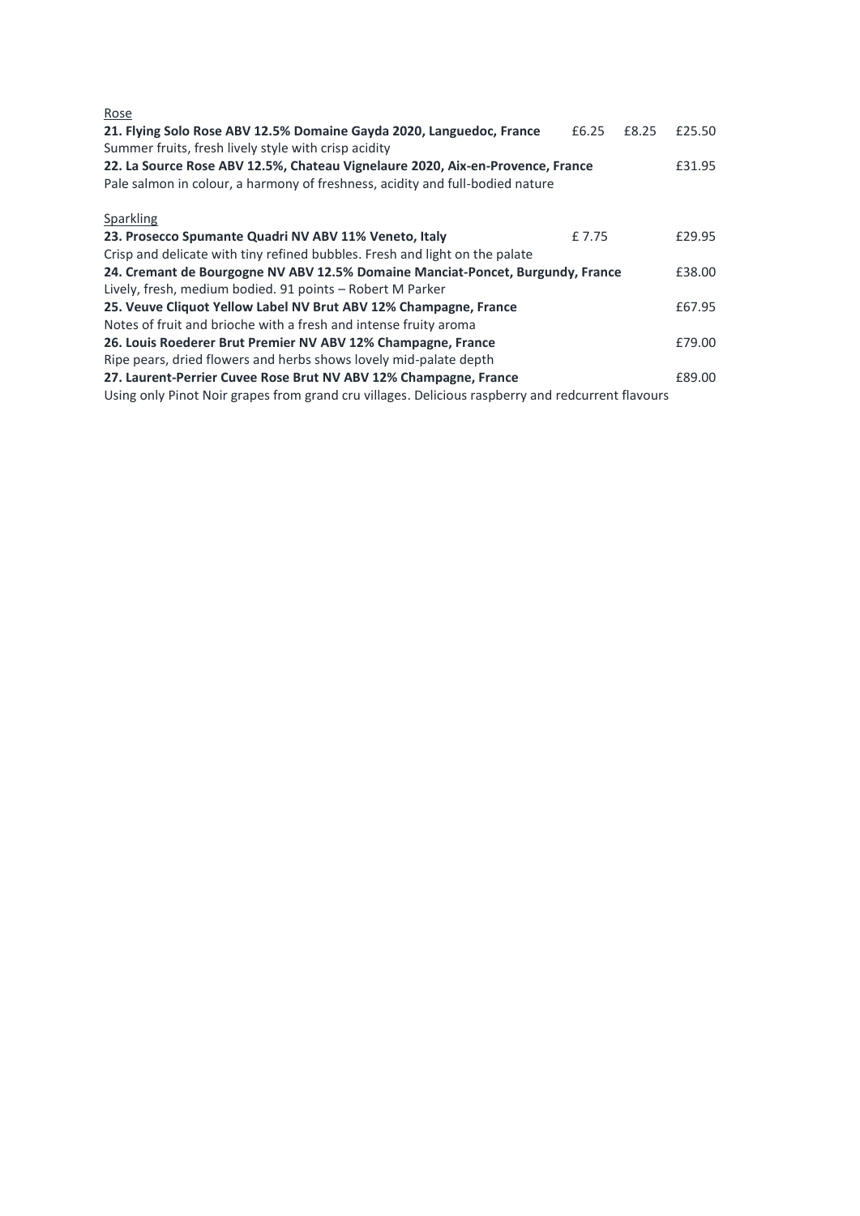Rose

**21. Flying Solo Rose ABV 12.5% Domaine Gayda 2020, Languedoc, France** £6.25 £8.25 £25.50
Summer fruits, fresh lively style with crisp acidity

**22. La Source Rose ABV 12.5%, Chateau Vignelaure 2020, Aix-en-Provence, France** £31.95
Pale salmon in colour, a harmony of freshness, acidity and full-bodied nature

Sparkling

**23. Prosecco Spumante Quadri NV ABV 11% Veneto, Italy** £ 7.75 £29.95
Crisp and delicate with tiny refined bubbles. Fresh and light on the palate

**24. Cremant de Bourgogne NV ABV 12.5% Domaine Manciat-Poncet, Burgundy, France** £38.00
Lively, fresh, medium bodied. 91 points – Robert M Parker

**25. Veuve Cliquot Yellow Label NV Brut ABV 12% Champagne, France** £67.95
Notes of fruit and brioche with a fresh and intense fruity aroma

**26. Louis Roederer Brut Premier NV ABV 12% Champagne, France** £79.00
Ripe pears, dried flowers and herbs shows lovely mid-palate depth

**27. Laurent-Perrier Cuvee Rose Brut NV ABV 12% Champagne, France** £89.00
Using only Pinot Noir grapes from grand cru villages. Delicious raspberry and redcurrent flavours